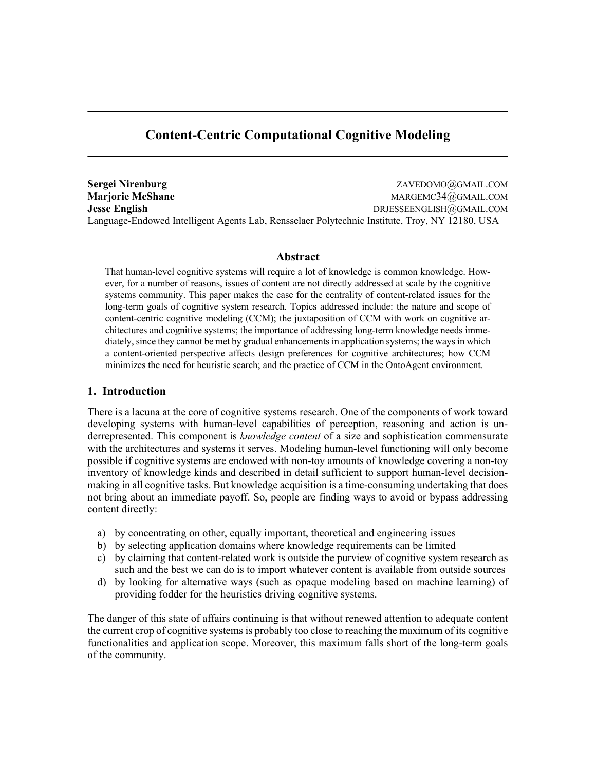# Content-Centric Computational Cognitive Modeling

**Sergei Nirenburg** ZAVEDOMO@GMAIL.COM
**Marjorie McShane** MARGEMC34@GMAIL.COM
**Jesse English** DRJESSEENGLISH@GMAIL.COM
Language-Endowed Intelligent Agents Lab, Rensselaer Polytechnic Institute, Troy, NY 12180, USA

## Abstract

That human-level cognitive systems will require a lot of knowledge is common knowledge. However, for a number of reasons, issues of content are not directly addressed at scale by the cognitive systems community. This paper makes the case for the centrality of content-related issues for the long-term goals of cognitive system research. Topics addressed include: the nature and scope of content-centric cognitive modeling (CCM); the juxtaposition of CCM with work on cognitive architectures and cognitive systems; the importance of addressing long-term knowledge needs immediately, since they cannot be met by gradual enhancements in application systems; the ways in which a content-oriented perspective affects design preferences for cognitive architectures; how CCM minimizes the need for heuristic search; and the practice of CCM in the OntoAgent environment.

## 1. Introduction

There is a lacuna at the core of cognitive systems research. One of the components of work toward developing systems with human-level capabilities of perception, reasoning and action is underrepresented. This component is *knowledge content* of a size and sophistication commensurate with the architectures and systems it serves. Modeling human-level functioning will only become possible if cognitive systems are endowed with non-toy amounts of knowledge covering a non-toy inventory of knowledge kinds and described in detail sufficient to support human-level decision-making in all cognitive tasks. But knowledge acquisition is a time-consuming undertaking that does not bring about an immediate payoff. So, people are finding ways to avoid or bypass addressing content directly:

a) by concentrating on other, equally important, theoretical and engineering issues
b) by selecting application domains where knowledge requirements can be limited
c) by claiming that content-related work is outside the purview of cognitive system research as such and the best we can do is to import whatever content is available from outside sources
d) by looking for alternative ways (such as opaque modeling based on machine learning) of providing fodder for the heuristics driving cognitive systems.

The danger of this state of affairs continuing is that without renewed attention to adequate content the current crop of cognitive systems is probably too close to reaching the maximum of its cognitive functionalities and application scope. Moreover, this maximum falls short of the long-term goals of the community.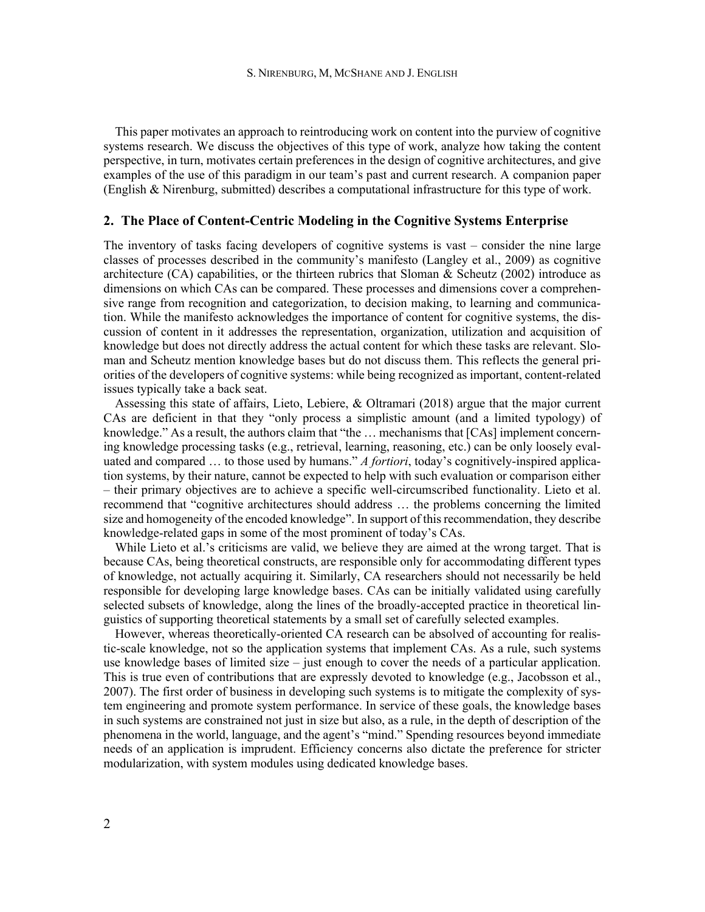This paper motivates an approach to reintroducing work on content into the purview of cognitive systems research. We discuss the objectives of this type of work, analyze how taking the content perspective, in turn, motivates certain preferences in the design of cognitive architectures, and give examples of the use of this paradigm in our team's past and current research. A companion paper (English & Nirenburg, submitted) describes a computational infrastructure for this type of work.

## 2. The Place of Content-Centric Modeling in the Cognitive Systems Enterprise

The inventory of tasks facing developers of cognitive systems is vast – consider the nine large classes of processes described in the community's manifesto (Langley et al., 2009) as cognitive architecture (CA) capabilities, or the thirteen rubrics that Sloman & Scheutz (2002) introduce as dimensions on which CAs can be compared. These processes and dimensions cover a comprehensive range from recognition and categorization, to decision making, to learning and communication. While the manifesto acknowledges the importance of content for cognitive systems, the discussion of content in it addresses the representation, organization, utilization and acquisition of knowledge but does not directly address the actual content for which these tasks are relevant. Sloman and Scheutz mention knowledge bases but do not discuss them. This reflects the general priorities of the developers of cognitive systems: while being recognized as important, content-related issues typically take a back seat.

Assessing this state of affairs, Lieto, Lebiere, & Oltramari (2018) argue that the major current CAs are deficient in that they "only process a simplistic amount (and a limited typology) of knowledge." As a result, the authors claim that "the … mechanisms that [CAs] implement concerning knowledge processing tasks (e.g., retrieval, learning, reasoning, etc.) can be only loosely evaluated and compared … to those used by humans." *A fortiori*, today's cognitively-inspired application systems, by their nature, cannot be expected to help with such evaluation or comparison either – their primary objectives are to achieve a specific well-circumscribed functionality. Lieto et al. recommend that "cognitive architectures should address … the problems concerning the limited size and homogeneity of the encoded knowledge". In support of this recommendation, they describe knowledge-related gaps in some of the most prominent of today's CAs.

While Lieto et al.'s criticisms are valid, we believe they are aimed at the wrong target. That is because CAs, being theoretical constructs, are responsible only for accommodating different types of knowledge, not actually acquiring it. Similarly, CA researchers should not necessarily be held responsible for developing large knowledge bases. CAs can be initially validated using carefully selected subsets of knowledge, along the lines of the broadly-accepted practice in theoretical linguistics of supporting theoretical statements by a small set of carefully selected examples.

However, whereas theoretically-oriented CA research can be absolved of accounting for realistic-scale knowledge, not so the application systems that implement CAs. As a rule, such systems use knowledge bases of limited size – just enough to cover the needs of a particular application. This is true even of contributions that are expressly devoted to knowledge (e.g., Jacobsson et al., 2007). The first order of business in developing such systems is to mitigate the complexity of system engineering and promote system performance. In service of these goals, the knowledge bases in such systems are constrained not just in size but also, as a rule, in the depth of description of the phenomena in the world, language, and the agent's "mind." Spending resources beyond immediate needs of an application is imprudent. Efficiency concerns also dictate the preference for stricter modularization, with system modules using dedicated knowledge bases.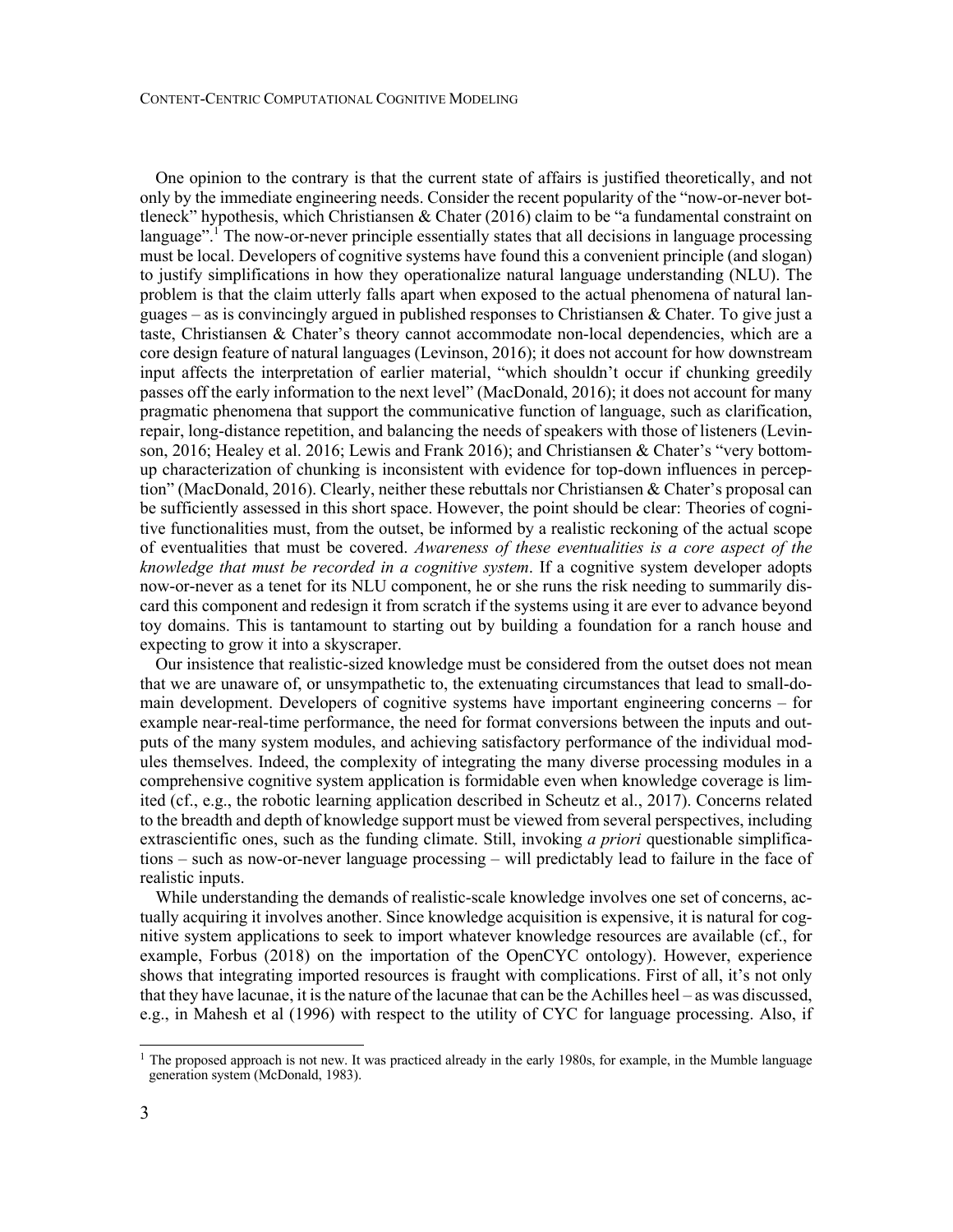One opinion to the contrary is that the current state of affairs is justified theoretically, and not only by the immediate engineering needs. Consider the recent popularity of the "now-or-never bottleneck" hypothesis, which Christiansen & Chater (2016) claim to be "a fundamental constraint on language".[1] The now-or-never principle essentially states that all decisions in language processing must be local. Developers of cognitive systems have found this a convenient principle (and slogan) to justify simplifications in how they operationalize natural language understanding (NLU). The problem is that the claim utterly falls apart when exposed to the actual phenomena of natural languages – as is convincingly argued in published responses to Christiansen & Chater. To give just a taste, Christiansen & Chater's theory cannot accommodate non-local dependencies, which are a core design feature of natural languages (Levinson, 2016); it does not account for how downstream input affects the interpretation of earlier material, "which shouldn't occur if chunking greedily passes off the early information to the next level" (MacDonald, 2016); it does not account for many pragmatic phenomena that support the communicative function of language, such as clarification, repair, long-distance repetition, and balancing the needs of speakers with those of listeners (Levinson, 2016; Healey et al. 2016; Lewis and Frank 2016); and Christiansen & Chater's "very bottom-up characterization of chunking is inconsistent with evidence for top-down influences in perception" (MacDonald, 2016). Clearly, neither these rebuttals nor Christiansen & Chater's proposal can be sufficiently assessed in this short space. However, the point should be clear: Theories of cognitive functionalities must, from the outset, be informed by a realistic reckoning of the actual scope of eventualities that must be covered. *Awareness of these eventualities is a core aspect of the knowledge that must be recorded in a cognitive system*. If a cognitive system developer adopts now-or-never as a tenet for its NLU component, he or she runs the risk needing to summarily discard this component and redesign it from scratch if the systems using it are ever to advance beyond toy domains. This is tantamount to starting out by building a foundation for a ranch house and expecting to grow it into a skyscraper.

Our insistence that realistic-sized knowledge must be considered from the outset does not mean that we are unaware of, or unsympathetic to, the extenuating circumstances that lead to small-domain development. Developers of cognitive systems have important engineering concerns – for example near-real-time performance, the need for format conversions between the inputs and outputs of the many system modules, and achieving satisfactory performance of the individual modules themselves. Indeed, the complexity of integrating the many diverse processing modules in a comprehensive cognitive system application is formidable even when knowledge coverage is limited (cf., e.g., the robotic learning application described in Scheutz et al., 2017). Concerns related to the breadth and depth of knowledge support must be viewed from several perspectives, including extrascientific ones, such as the funding climate. Still, invoking *a priori* questionable simplifications – such as now-or-never language processing – will predictably lead to failure in the face of realistic inputs.

While understanding the demands of realistic-scale knowledge involves one set of concerns, actually acquiring it involves another. Since knowledge acquisition is expensive, it is natural for cognitive system applications to seek to import whatever knowledge resources are available (cf., for example, Forbus (2018) on the importation of the OpenCYC ontology). However, experience shows that integrating imported resources is fraught with complications. First of all, it's not only that they have lacunae, it is the nature of the lacunae that can be the Achilles heel – as was discussed, e.g., in Mahesh et al (1996) with respect to the utility of CYC for language processing. Also, if

[1] The proposed approach is not new. It was practiced already in the early 1980s, for example, in the Mumble language generation system (McDonald, 1983).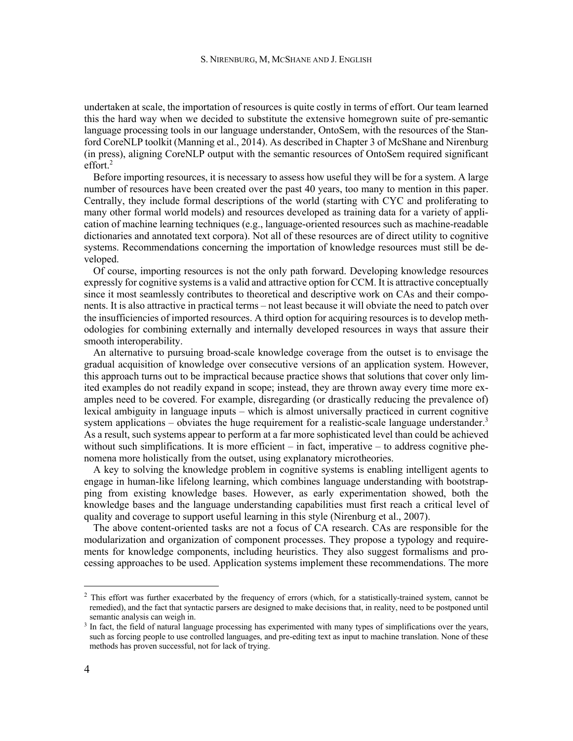undertaken at scale, the importation of resources is quite costly in terms of effort. Our team learned this the hard way when we decided to substitute the extensive homegrown suite of pre-semantic language processing tools in our language understander, OntoSem, with the resources of the Stanford CoreNLP toolkit (Manning et al., 2014). As described in Chapter 3 of McShane and Nirenburg (in press), aligning CoreNLP output with the semantic resources of OntoSem required significant effort.[2]

Before importing resources, it is necessary to assess how useful they will be for a system. A large number of resources have been created over the past 40 years, too many to mention in this paper. Centrally, they include formal descriptions of the world (starting with CYC and proliferating to many other formal world models) and resources developed as training data for a variety of application of machine learning techniques (e.g., language-oriented resources such as machine-readable dictionaries and annotated text corpora). Not all of these resources are of direct utility to cognitive systems. Recommendations concerning the importation of knowledge resources must still be developed.

Of course, importing resources is not the only path forward. Developing knowledge resources expressly for cognitive systems is a valid and attractive option for CCM. It is attractive conceptually since it most seamlessly contributes to theoretical and descriptive work on CAs and their components. It is also attractive in practical terms – not least because it will obviate the need to patch over the insufficiencies of imported resources. A third option for acquiring resources is to develop methodologies for combining externally and internally developed resources in ways that assure their smooth interoperability.

An alternative to pursuing broad-scale knowledge coverage from the outset is to envisage the gradual acquisition of knowledge over consecutive versions of an application system. However, this approach turns out to be impractical because practice shows that solutions that cover only limited examples do not readily expand in scope; instead, they are thrown away every time more examples need to be covered. For example, disregarding (or drastically reducing the prevalence of) lexical ambiguity in language inputs – which is almost universally practiced in current cognitive system applications – obviates the huge requirement for a realistic-scale language understander.[3] As a result, such systems appear to perform at a far more sophisticated level than could be achieved without such simplifications. It is more efficient – in fact, imperative – to address cognitive phenomena more holistically from the outset, using explanatory microtheories.

A key to solving the knowledge problem in cognitive systems is enabling intelligent agents to engage in human-like lifelong learning, which combines language understanding with bootstrapping from existing knowledge bases. However, as early experimentation showed, both the knowledge bases and the language understanding capabilities must first reach a critical level of quality and coverage to support useful learning in this style (Nirenburg et al., 2007).

The above content-oriented tasks are not a focus of CA research. CAs are responsible for the modularization and organization of component processes. They propose a typology and requirements for knowledge components, including heuristics. They also suggest formalisms and processing approaches to be used. Application systems implement these recommendations. The more

---

[2] This effort was further exacerbated by the frequency of errors (which, for a statistically-trained system, cannot be remedied), and the fact that syntactic parsers are designed to make decisions that, in reality, need to be postponed until semantic analysis can weigh in.

[3] In fact, the field of natural language processing has experimented with many types of simplifications over the years, such as forcing people to use controlled languages, and pre-editing text as input to machine translation. None of these methods has proven successful, not for lack of trying.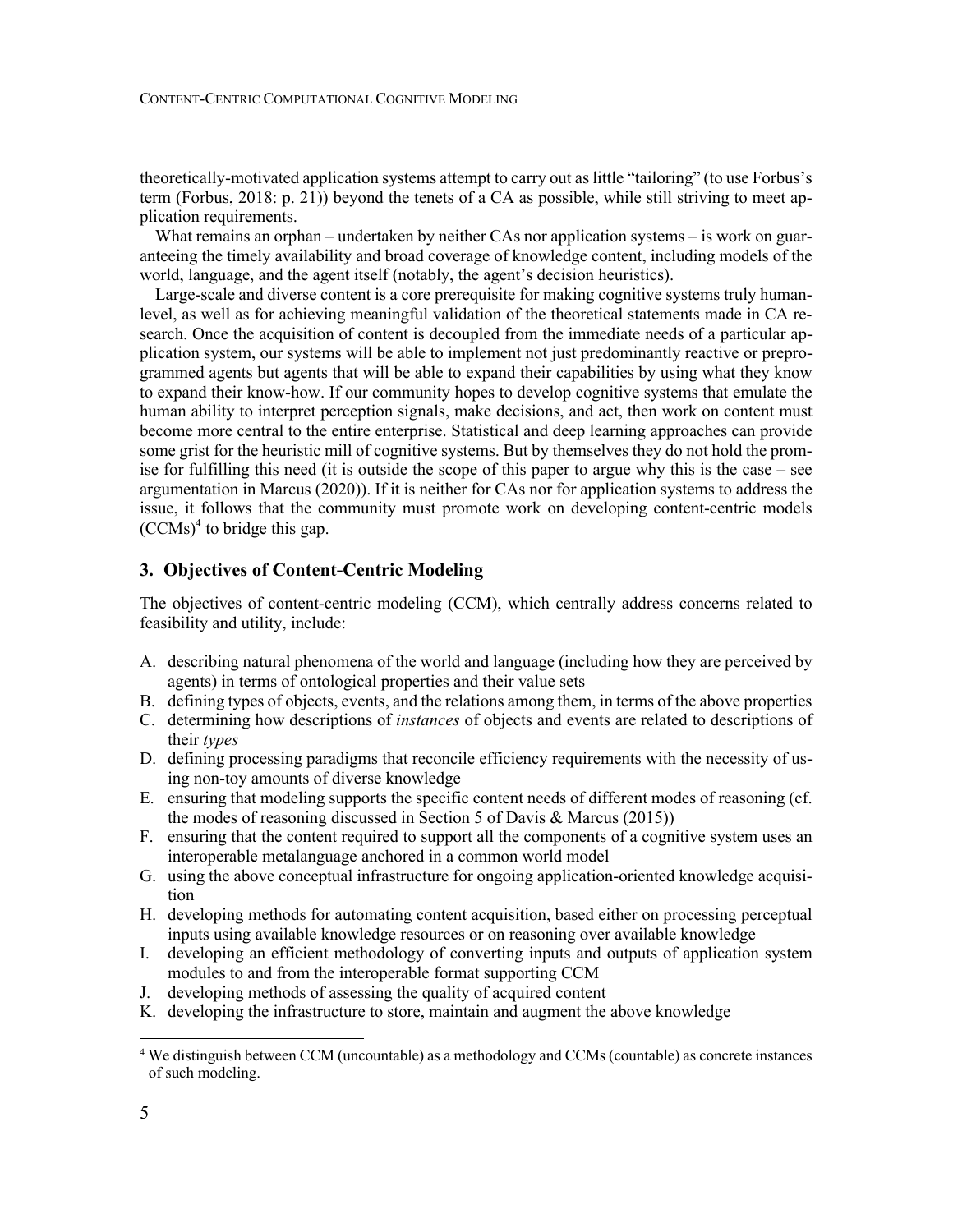theoretically-motivated application systems attempt to carry out as little "tailoring" (to use Forbus's term (Forbus, 2018: p. 21)) beyond the tenets of a CA as possible, while still striving to meet application requirements.

What remains an orphan – undertaken by neither CAs nor application systems – is work on guaranteeing the timely availability and broad coverage of knowledge content, including models of the world, language, and the agent itself (notably, the agent's decision heuristics).

Large-scale and diverse content is a core prerequisite for making cognitive systems truly human-level, as well as for achieving meaningful validation of the theoretical statements made in CA research. Once the acquisition of content is decoupled from the immediate needs of a particular application system, our systems will be able to implement not just predominantly reactive or preprogrammed agents but agents that will be able to expand their capabilities by using what they know to expand their know-how. If our community hopes to develop cognitive systems that emulate the human ability to interpret perception signals, make decisions, and act, then work on content must become more central to the entire enterprise. Statistical and deep learning approaches can provide some grist for the heuristic mill of cognitive systems. But by themselves they do not hold the promise for fulfilling this need (it is outside the scope of this paper to argue why this is the case – see argumentation in Marcus (2020)). If it is neither for CAs nor for application systems to address the issue, it follows that the community must promote work on developing content-centric models (CCMs)[4] to bridge this gap.

## 3. Objectives of Content-Centric Modeling

The objectives of content-centric modeling (CCM), which centrally address concerns related to feasibility and utility, include:

A. describing natural phenomena of the world and language (including how they are perceived by agents) in terms of ontological properties and their value sets
B. defining types of objects, events, and the relations among them, in terms of the above properties
C. determining how descriptions of *instances* of objects and events are related to descriptions of their *types*
D. defining processing paradigms that reconcile efficiency requirements with the necessity of using non-toy amounts of diverse knowledge
E. ensuring that modeling supports the specific content needs of different modes of reasoning (cf. the modes of reasoning discussed in Section 5 of Davis & Marcus (2015))
F. ensuring that the content required to support all the components of a cognitive system uses an interoperable metalanguage anchored in a common world model
G. using the above conceptual infrastructure for ongoing application-oriented knowledge acquisition
H. developing methods for automating content acquisition, based either on processing perceptual inputs using available knowledge resources or on reasoning over available knowledge
I. developing an efficient methodology of converting inputs and outputs of application system modules to and from the interoperable format supporting CCM
J. developing methods of assessing the quality of acquired content
K. developing the infrastructure to store, maintain and augment the above knowledge

[4] We distinguish between CCM (uncountable) as a methodology and CCMs (countable) as concrete instances of such modeling.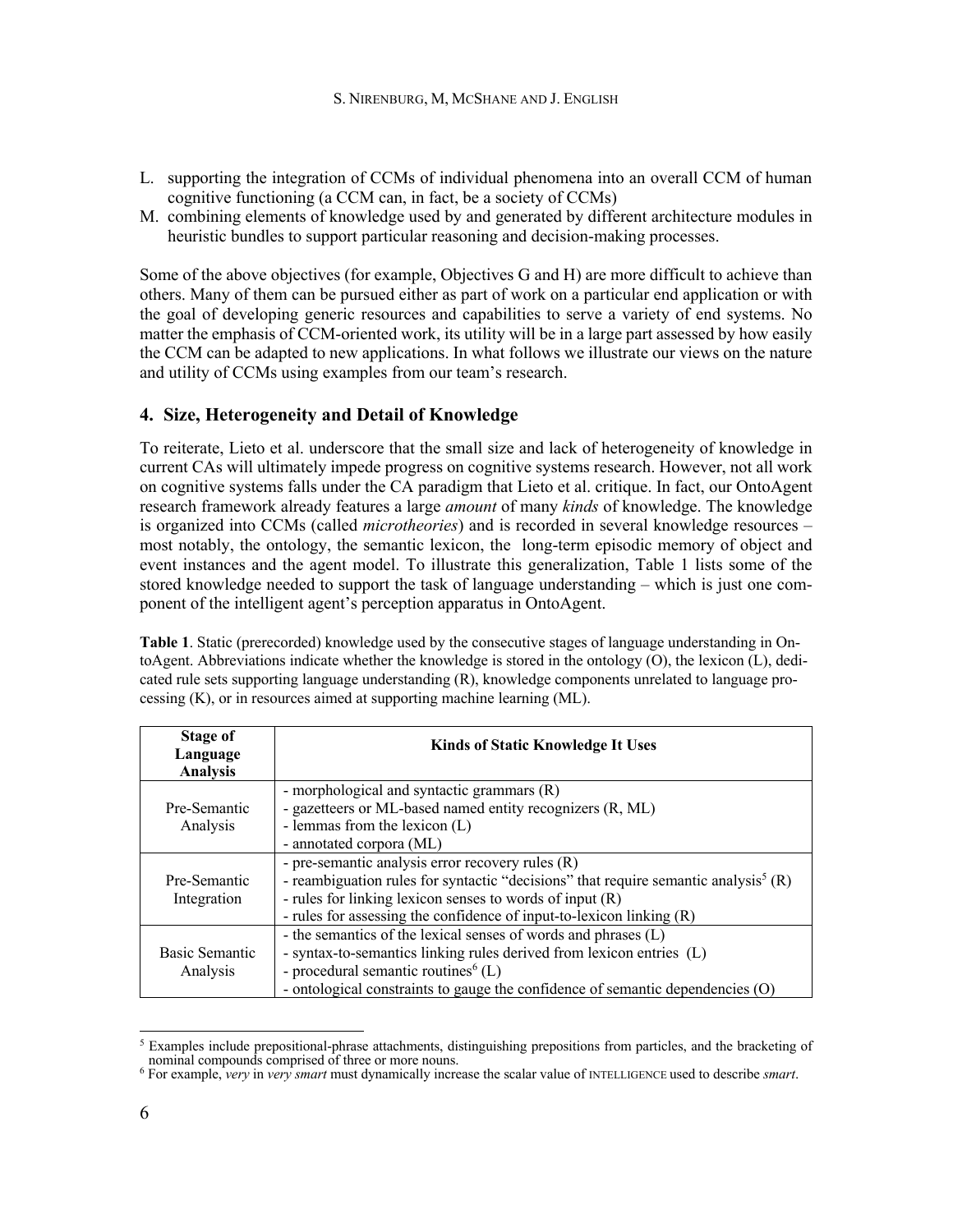L. supporting the integration of CCMs of individual phenomena into an overall CCM of human cognitive functioning (a CCM can, in fact, be a society of CCMs)
M. combining elements of knowledge used by and generated by different architecture modules in heuristic bundles to support particular reasoning and decision-making processes.

Some of the above objectives (for example, Objectives G and H) are more difficult to achieve than others. Many of them can be pursued either as part of work on a particular end application or with the goal of developing generic resources and capabilities to serve a variety of end systems. No matter the emphasis of CCM-oriented work, its utility will be in a large part assessed by how easily the CCM can be adapted to new applications. In what follows we illustrate our views on the nature and utility of CCMs using examples from our team's research.

## 4. Size, Heterogeneity and Detail of Knowledge

To reiterate, Lieto et al. underscore that the small size and lack of heterogeneity of knowledge in current CAs will ultimately impede progress on cognitive systems research. However, not all work on cognitive systems falls under the CA paradigm that Lieto et al. critique. In fact, our OntoAgent research framework already features a large *amount* of many *kinds* of knowledge. The knowledge is organized into CCMs (called *microtheories*) and is recorded in several knowledge resources – most notably, the ontology, the semantic lexicon, the long-term episodic memory of object and event instances and the agent model. To illustrate this generalization, Table 1 lists some of the stored knowledge needed to support the task of language understanding – which is just one component of the intelligent agent's perception apparatus in OntoAgent.

**Table 1**. Static (prerecorded) knowledge used by the consecutive stages of language understanding in OntoAgent. Abbreviations indicate whether the knowledge is stored in the ontology (O), the lexicon (L), dedicated rule sets supporting language understanding (R), knowledge components unrelated to language processing (K), or in resources aimed at supporting machine learning (ML).

| Stage of Language Analysis | Kinds of Static Knowledge It Uses |
|---|---|
| Pre-Semantic Analysis | - morphological and syntactic grammars (R)<br>- gazetteers or ML-based named entity recognizers (R, ML)<br>- lemmas from the lexicon (L)<br>- annotated corpora (ML) |
| Pre-Semantic Integration | - pre-semantic analysis error recovery rules (R)<br>- reambiguation rules for syntactic "decisions" that require semantic analysis[5] (R)<br>- rules for linking lexicon senses to words of input (R)<br>- rules for assessing the confidence of input-to-lexicon linking (R) |
| Basic Semantic Analysis | - the semantics of the lexical senses of words and phrases (L)<br>- syntax-to-semantics linking rules derived from lexicon entries (L)<br>- procedural semantic routines[6] (L)<br>- ontological constraints to gauge the confidence of semantic dependencies (O) |

[5] Examples include prepositional-phrase attachments, distinguishing prepositions from particles, and the bracketing of nominal compounds comprised of three or more nouns.

[6] For example, *very* in *very smart* must dynamically increase the scalar value of INTELLIGENCE used to describe *smart*.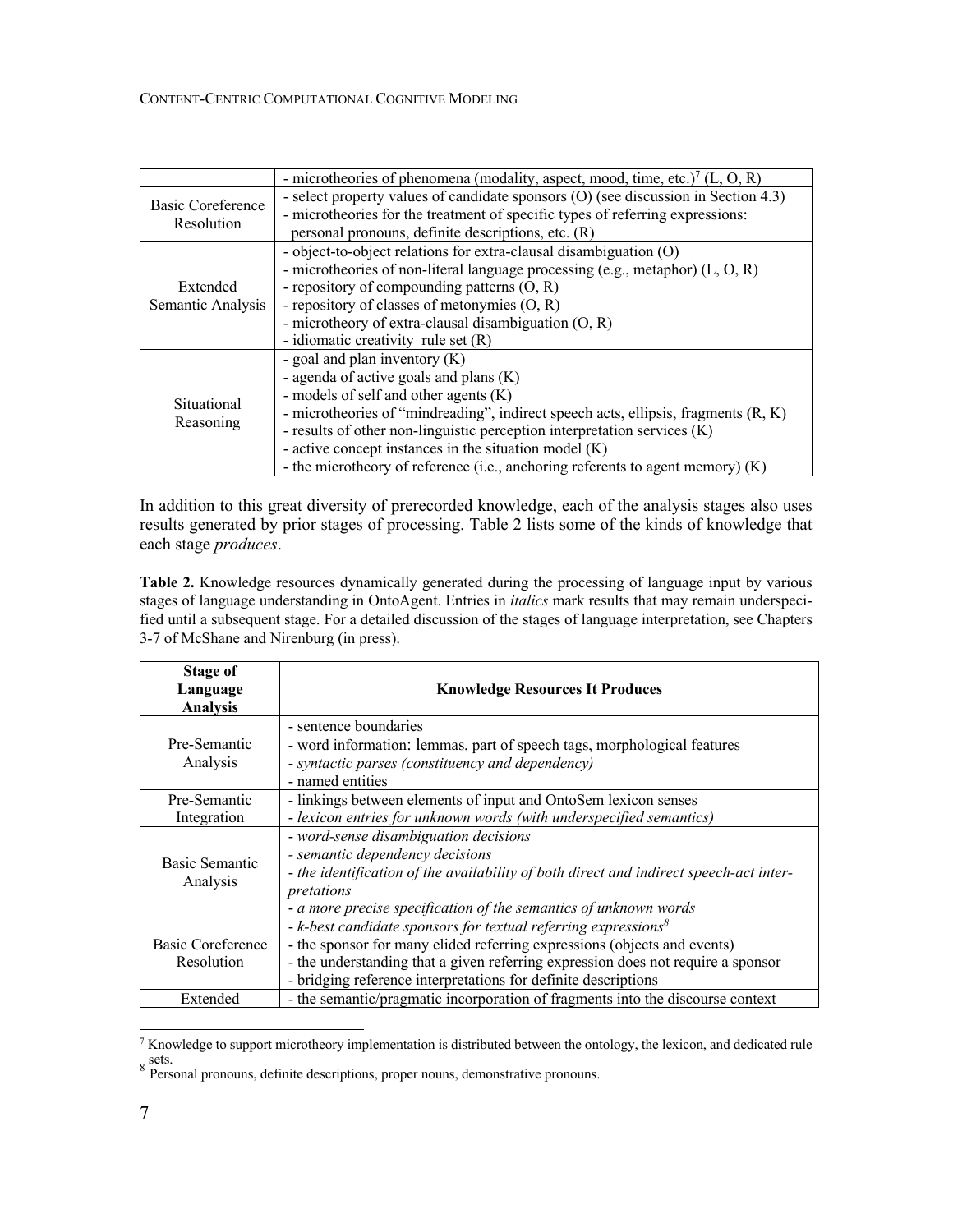| | |
|---|---|
| | - microtheories of phenomena (modality, aspect, mood, time, etc.)[7] (L, O, R) |
| Basic Coreference Resolution | - select property values of candidate sponsors (O) (see discussion in Section 4.3)<br>- microtheories for the treatment of specific types of referring expressions: personal pronouns, definite descriptions, etc. (R) |
| Extended Semantic Analysis | - object-to-object relations for extra-clausal disambiguation (O)<br>- microtheories of non-literal language processing (e.g., metaphor) (L, O, R)<br>- repository of compounding patterns (O, R)<br>- repository of classes of metonymies (O, R)<br>- microtheory of extra-clausal disambiguation (O, R)<br>- idiomatic creativity rule set (R) |
| Situational Reasoning | - goal and plan inventory (K)<br>- agenda of active goals and plans (K)<br>- models of self and other agents (K)<br>- microtheories of "mindreading", indirect speech acts, ellipsis, fragments (R, K)<br>- results of other non-linguistic perception interpretation services (K)<br>- active concept instances in the situation model (K)<br>- the microtheory of reference (i.e., anchoring referents to agent memory) (K) |

In addition to this great diversity of prerecorded knowledge, each of the analysis stages also uses results generated by prior stages of processing. Table 2 lists some of the kinds of knowledge that each stage *produces*.

**Table 2.** Knowledge resources dynamically generated during the processing of language input by various stages of language understanding in OntoAgent. Entries in *italics* mark results that may remain underspecified until a subsequent stage. For a detailed discussion of the stages of language interpretation, see Chapters 3-7 of McShane and Nirenburg (in press).

| Stage of Language Analysis | Knowledge Resources It Produces |
|---|---|
| Pre-Semantic Analysis | - sentence boundaries<br>- word information: lemmas, part of speech tags, morphological features<br>- *syntactic parses (constituency and dependency)*<br>- named entities |
| Pre-Semantic Integration | - linkings between elements of input and OntoSem lexicon senses<br>- *lexicon entries for unknown words (with underspecified semantics)* |
| Basic Semantic Analysis | - *word-sense disambiguation decisions*<br>- *semantic dependency decisions*<br>- *the identification of the availability of both direct and indirect speech-act interpretations*<br>- *a more precise specification of the semantics of unknown words* |
| Basic Coreference Resolution | - *k-best candidate sponsors for textual referring expressions*[8]<br>- the sponsor for many elided referring expressions (objects and events)<br>- the understanding that a given referring expression does not require a sponsor<br>- bridging reference interpretations for definite descriptions |
| Extended | - the semantic/pragmatic incorporation of fragments into the discourse context |

[7] Knowledge to support microtheory implementation is distributed between the ontology, the lexicon, and dedicated rule sets.

[8] Personal pronouns, definite descriptions, proper nouns, demonstrative pronouns.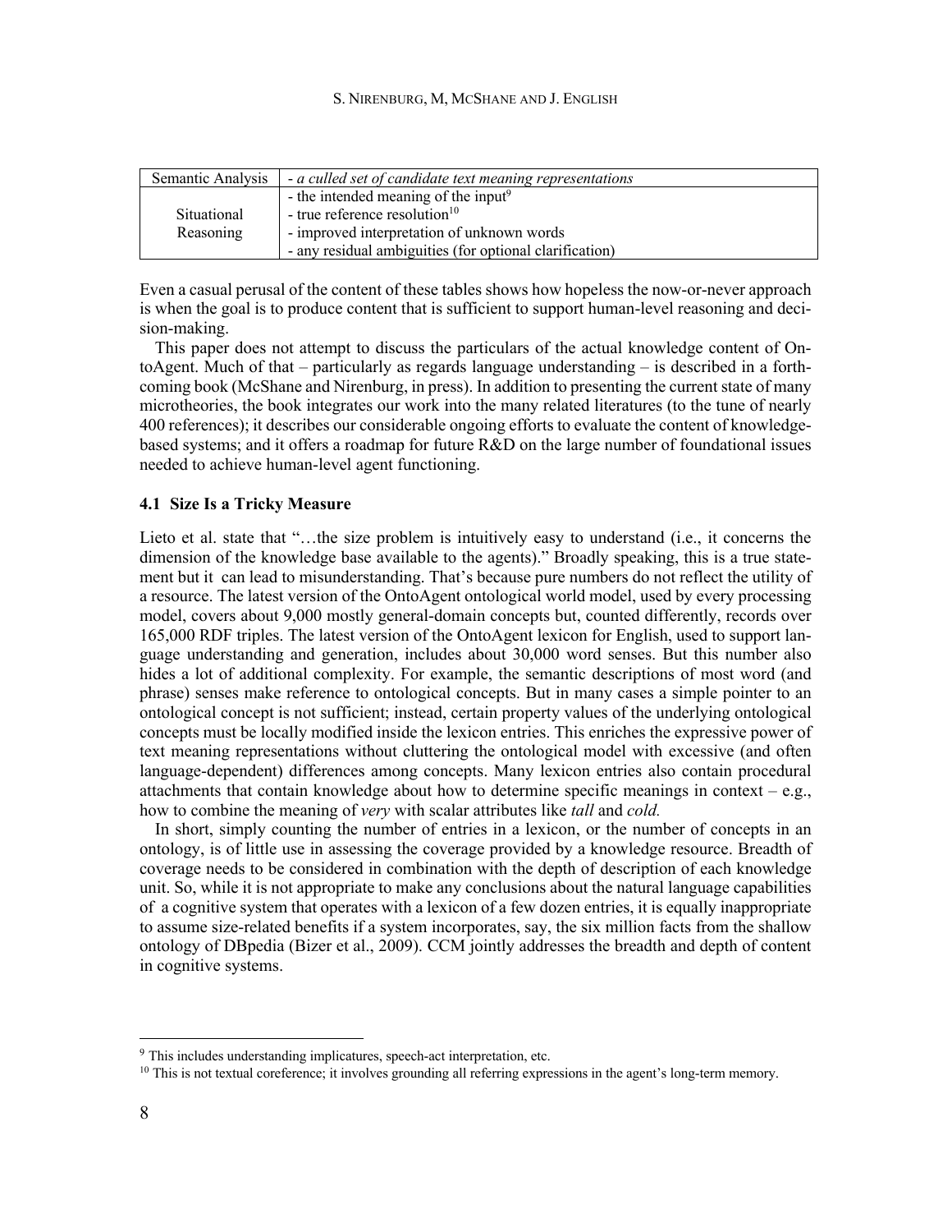| Semantic Analysis | - *a culled set of candidate text meaning representations* |
|---|---|
| Situational Reasoning | - the intended meaning of the input[9]<br>- true reference resolution[10]<br>- improved interpretation of unknown words<br>- any residual ambiguities (for optional clarification) |

Even a casual perusal of the content of these tables shows how hopeless the now-or-never approach is when the goal is to produce content that is sufficient to support human-level reasoning and decision-making.

This paper does not attempt to discuss the particulars of the actual knowledge content of OntoAgent. Much of that – particularly as regards language understanding – is described in a forthcoming book (McShane and Nirenburg, in press). In addition to presenting the current state of many microtheories, the book integrates our work into the many related literatures (to the tune of nearly 400 references); it describes our considerable ongoing efforts to evaluate the content of knowledge-based systems; and it offers a roadmap for future R&D on the large number of foundational issues needed to achieve human-level agent functioning.

### 4.1 Size Is a Tricky Measure

Lieto et al. state that "…the size problem is intuitively easy to understand (i.e., it concerns the dimension of the knowledge base available to the agents)." Broadly speaking, this is a true statement but it can lead to misunderstanding. That's because pure numbers do not reflect the utility of a resource. The latest version of the OntoAgent ontological world model, used by every processing model, covers about 9,000 mostly general-domain concepts but, counted differently, records over 165,000 RDF triples. The latest version of the OntoAgent lexicon for English, used to support language understanding and generation, includes about 30,000 word senses. But this number also hides a lot of additional complexity. For example, the semantic descriptions of most word (and phrase) senses make reference to ontological concepts. But in many cases a simple pointer to an ontological concept is not sufficient; instead, certain property values of the underlying ontological concepts must be locally modified inside the lexicon entries. This enriches the expressive power of text meaning representations without cluttering the ontological model with excessive (and often language-dependent) differences among concepts. Many lexicon entries also contain procedural attachments that contain knowledge about how to determine specific meanings in context – e.g., how to combine the meaning of *very* with scalar attributes like *tall* and *cold.*

In short, simply counting the number of entries in a lexicon, or the number of concepts in an ontology, is of little use in assessing the coverage provided by a knowledge resource. Breadth of coverage needs to be considered in combination with the depth of description of each knowledge unit. So, while it is not appropriate to make any conclusions about the natural language capabilities of a cognitive system that operates with a lexicon of a few dozen entries, it is equally inappropriate to assume size-related benefits if a system incorporates, say, the six million facts from the shallow ontology of DBpedia (Bizer et al., 2009). CCM jointly addresses the breadth and depth of content in cognitive systems.

---

[9] This includes understanding implicatures, speech-act interpretation, etc.

[10] This is not textual coreference; it involves grounding all referring expressions in the agent's long-term memory.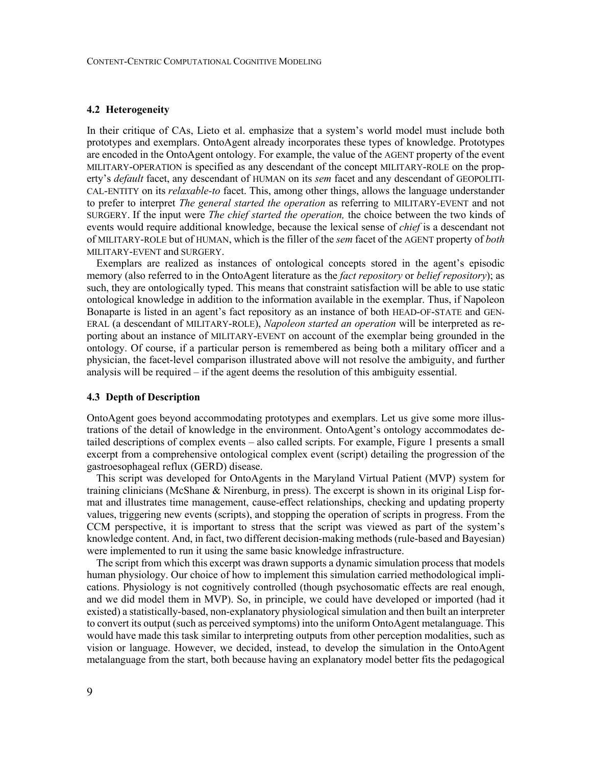### 4.2 Heterogeneity

In their critique of CAs, Lieto et al. emphasize that a system's world model must include both prototypes and exemplars. OntoAgent already incorporates these types of knowledge. Prototypes are encoded in the OntoAgent ontology. For example, the value of the AGENT property of the event MILITARY-OPERATION is specified as any descendant of the concept MILITARY-ROLE on the property's *default* facet, any descendant of HUMAN on its *sem* facet and any descendant of GEOPOLITICAL-ENTITY on its *relaxable-to* facet. This, among other things, allows the language understander to prefer to interpret *The general started the operation* as referring to MILITARY-EVENT and not SURGERY. If the input were *The chief started the operation,* the choice between the two kinds of events would require additional knowledge, because the lexical sense of *chief* is a descendant not of MILITARY-ROLE but of HUMAN, which is the filler of the *sem* facet of the AGENT property of *both* MILITARY-EVENT and SURGERY.

Exemplars are realized as instances of ontological concepts stored in the agent's episodic memory (also referred to in the OntoAgent literature as the *fact repository* or *belief repository*); as such, they are ontologically typed. This means that constraint satisfaction will be able to use static ontological knowledge in addition to the information available in the exemplar. Thus, if Napoleon Bonaparte is listed in an agent's fact repository as an instance of both HEAD-OF-STATE and GENERAL (a descendant of MILITARY-ROLE), *Napoleon started an operation* will be interpreted as reporting about an instance of MILITARY-EVENT on account of the exemplar being grounded in the ontology. Of course, if a particular person is remembered as being both a military officer and a physician, the facet-level comparison illustrated above will not resolve the ambiguity, and further analysis will be required – if the agent deems the resolution of this ambiguity essential.

### 4.3 Depth of Description

OntoAgent goes beyond accommodating prototypes and exemplars. Let us give some more illustrations of the detail of knowledge in the environment. OntoAgent's ontology accommodates detailed descriptions of complex events – also called scripts. For example, Figure 1 presents a small excerpt from a comprehensive ontological complex event (script) detailing the progression of the gastroesophageal reflux (GERD) disease.

This script was developed for OntoAgents in the Maryland Virtual Patient (MVP) system for training clinicians (McShane & Nirenburg, in press). The excerpt is shown in its original Lisp format and illustrates time management, cause-effect relationships, checking and updating property values, triggering new events (scripts), and stopping the operation of scripts in progress. From the CCM perspective, it is important to stress that the script was viewed as part of the system's knowledge content. And, in fact, two different decision-making methods (rule-based and Bayesian) were implemented to run it using the same basic knowledge infrastructure.

The script from which this excerpt was drawn supports a dynamic simulation process that models human physiology. Our choice of how to implement this simulation carried methodological implications. Physiology is not cognitively controlled (though psychosomatic effects are real enough, and we did model them in MVP). So, in principle, we could have developed or imported (had it existed) a statistically-based, non-explanatory physiological simulation and then built an interpreter to convert its output (such as perceived symptoms) into the uniform OntoAgent metalanguage. This would have made this task similar to interpreting outputs from other perception modalities, such as vision or language. However, we decided, instead, to develop the simulation in the OntoAgent metalanguage from the start, both because having an explanatory model better fits the pedagogical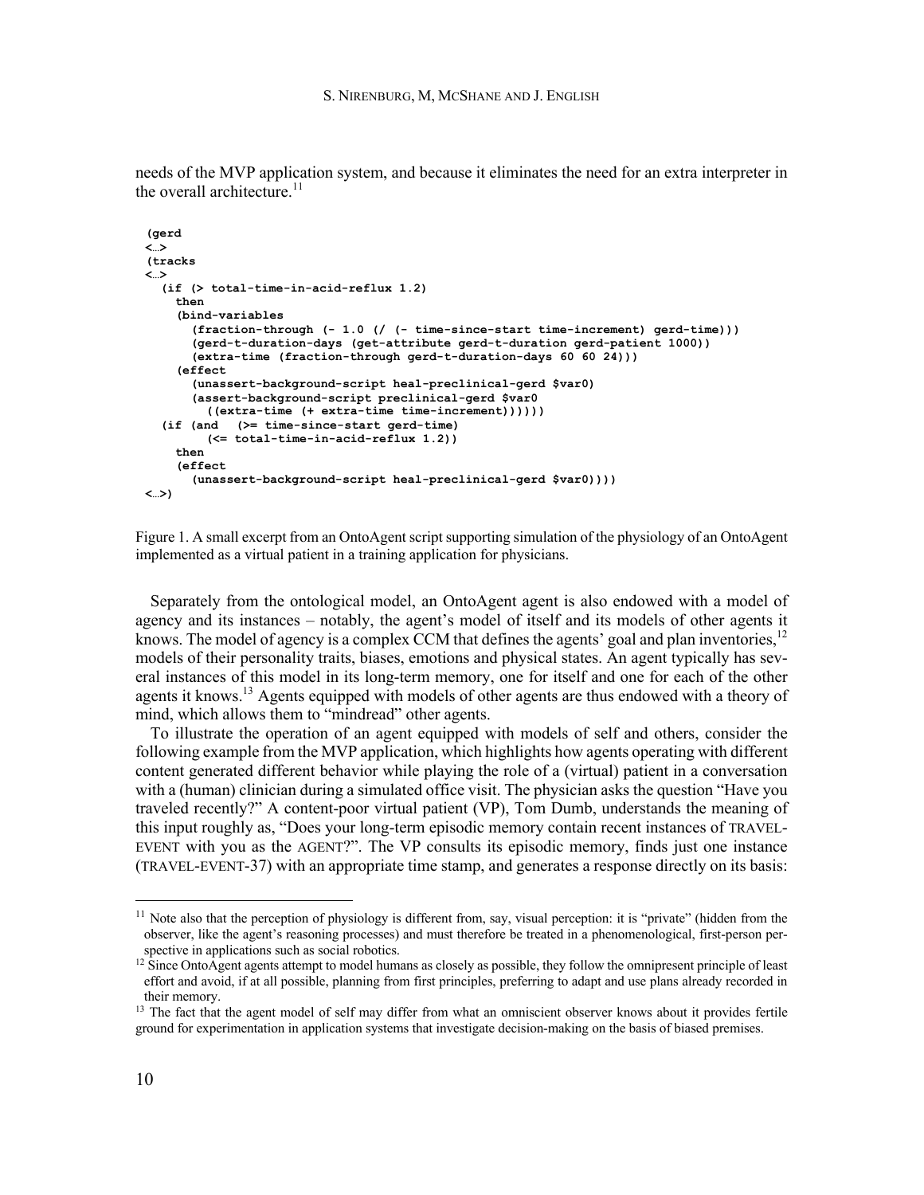needs of the MVP application system, and because it eliminates the need for an extra interpreter in the overall architecture.[11]

```
(gerd
<…>
(tracks
<…>
   (if (> total-time-in-acid-reflux 1.2)
     then
     (bind-variables
       (fraction-through (- 1.0 (/ (- time-since-start time-increment) gerd-time)))
       (gerd-t-duration-days (get-attribute gerd-t-duration gerd-patient 1000))
       (extra-time (fraction-through gerd-t-duration-days 60 60 24)))
     (effect
       (unassert-background-script heal-preclinical-gerd $var0)
       (assert-background-script preclinical-gerd $var0
         ((extra-time (+ extra-time time-increment))))))
   (if (and   (>= time-since-start gerd-time)
         (<= total-time-in-acid-reflux 1.2))
     then
     (effect
       (unassert-background-script heal-preclinical-gerd $var0))))
<…>)
```

Figure 1. A small excerpt from an OntoAgent script supporting simulation of the physiology of an OntoAgent implemented as a virtual patient in a training application for physicians.

Separately from the ontological model, an OntoAgent agent is also endowed with a model of agency and its instances – notably, the agent's model of itself and its models of other agents it knows. The model of agency is a complex CCM that defines the agents' goal and plan inventories,[12] models of their personality traits, biases, emotions and physical states. An agent typically has several instances of this model in its long-term memory, one for itself and one for each of the other agents it knows.[13] Agents equipped with models of other agents are thus endowed with a theory of mind, which allows them to "mindread" other agents.

To illustrate the operation of an agent equipped with models of self and others, consider the following example from the MVP application, which highlights how agents operating with different content generated different behavior while playing the role of a (virtual) patient in a conversation with a (human) clinician during a simulated office visit. The physician asks the question "Have you traveled recently?" A content-poor virtual patient (VP), Tom Dumb, understands the meaning of this input roughly as, "Does your long-term episodic memory contain recent instances of TRAVEL-EVENT with you as the AGENT?". The VP consults its episodic memory, finds just one instance (TRAVEL-EVENT-37) with an appropriate time stamp, and generates a response directly on its basis:

---

[11] Note also that the perception of physiology is different from, say, visual perception: it is "private" (hidden from the observer, like the agent's reasoning processes) and must therefore be treated in a phenomenological, first-person perspective in applications such as social robotics.

[12] Since OntoAgent agents attempt to model humans as closely as possible, they follow the omnipresent principle of least effort and avoid, if at all possible, planning from first principles, preferring to adapt and use plans already recorded in their memory.

[13] The fact that the agent model of self may differ from what an omniscient observer knows about it provides fertile ground for experimentation in application systems that investigate decision-making on the basis of biased premises.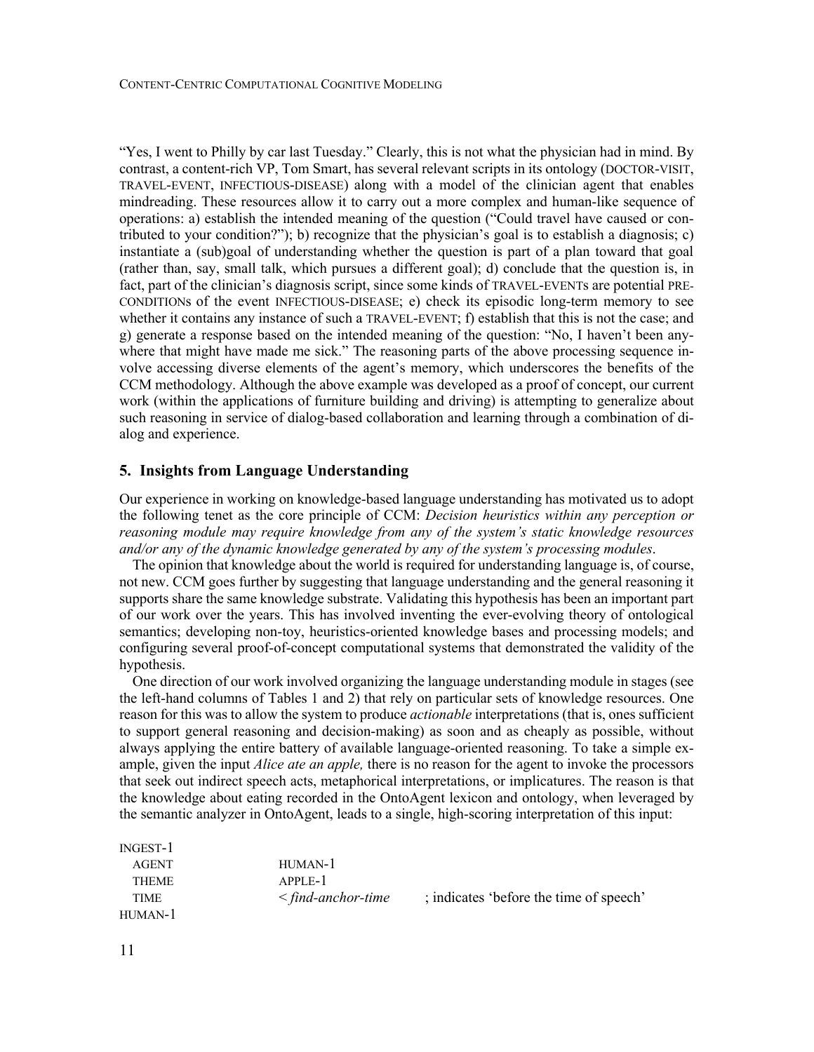"Yes, I went to Philly by car last Tuesday." Clearly, this is not what the physician had in mind. By contrast, a content-rich VP, Tom Smart, has several relevant scripts in its ontology (DOCTOR-VISIT, TRAVEL-EVENT, INFECTIOUS-DISEASE) along with a model of the clinician agent that enables mindreading. These resources allow it to carry out a more complex and human-like sequence of operations: a) establish the intended meaning of the question ("Could travel have caused or contributed to your condition?"); b) recognize that the physician's goal is to establish a diagnosis; c) instantiate a (sub)goal of understanding whether the question is part of a plan toward that goal (rather than, say, small talk, which pursues a different goal); d) conclude that the question is, in fact, part of the clinician's diagnosis script, since some kinds of TRAVEL-EVENTs are potential PRECONDITIONs of the event INFECTIOUS-DISEASE; e) check its episodic long-term memory to see whether it contains any instance of such a TRAVEL-EVENT; f) establish that this is not the case; and g) generate a response based on the intended meaning of the question: "No, I haven't been anywhere that might have made me sick." The reasoning parts of the above processing sequence involve accessing diverse elements of the agent's memory, which underscores the benefits of the CCM methodology. Although the above example was developed as a proof of concept, our current work (within the applications of furniture building and driving) is attempting to generalize about such reasoning in service of dialog-based collaboration and learning through a combination of dialog and experience.

## 5. Insights from Language Understanding

Our experience in working on knowledge-based language understanding has motivated us to adopt the following tenet as the core principle of CCM: *Decision heuristics within any perception or reasoning module may require knowledge from any of the system's static knowledge resources and/or any of the dynamic knowledge generated by any of the system's processing modules*.

The opinion that knowledge about the world is required for understanding language is, of course, not new. CCM goes further by suggesting that language understanding and the general reasoning it supports share the same knowledge substrate. Validating this hypothesis has been an important part of our work over the years. This has involved inventing the ever-evolving theory of ontological semantics; developing non-toy, heuristics-oriented knowledge bases and processing models; and configuring several proof-of-concept computational systems that demonstrated the validity of the hypothesis.

One direction of our work involved organizing the language understanding module in stages (see the left-hand columns of Tables 1 and 2) that rely on particular sets of knowledge resources. One reason for this was to allow the system to produce *actionable* interpretations (that is, ones sufficient to support general reasoning and decision-making) as soon and as cheaply as possible, without always applying the entire battery of available language-oriented reasoning. To take a simple example, given the input *Alice ate an apple,* there is no reason for the agent to invoke the processors that seek out indirect speech acts, metaphorical interpretations, or implicatures. The reason is that the knowledge about eating recorded in the OntoAgent lexicon and ontology, when leveraged by the semantic analyzer in OntoAgent, leads to a single, high-scoring interpretation of this input:

```
INGEST-1
  AGENT        HUMAN-1
  THEME        APPLE-1
  TIME         < find-anchor-time      ; indicates 'before the time of speech'
HUMAN-1
```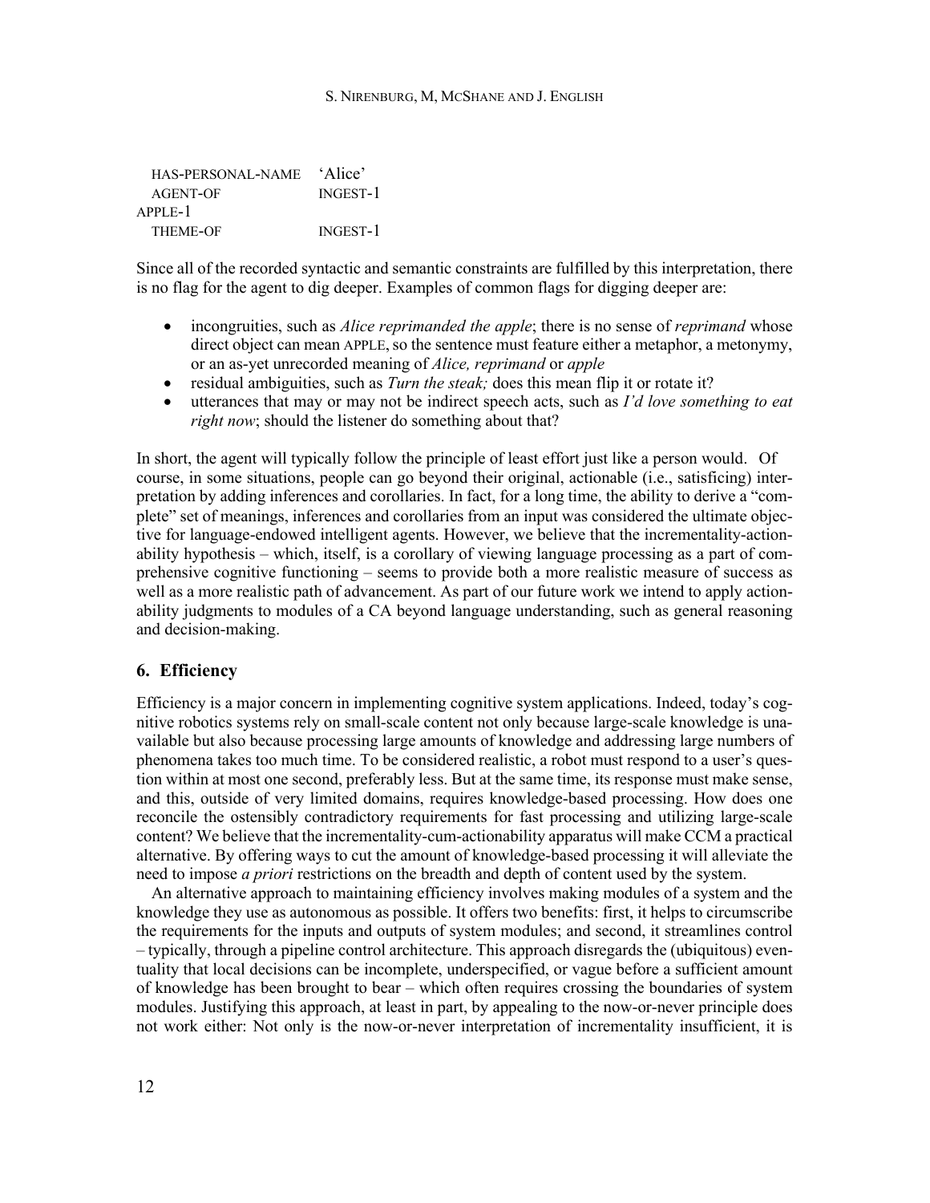```
  HAS-PERSONAL-NAME   'Alice'
  AGENT-OF            INGEST-1
APPLE-1
  THEME-OF            INGEST-1
```

Since all of the recorded syntactic and semantic constraints are fulfilled by this interpretation, there is no flag for the agent to dig deeper. Examples of common flags for digging deeper are:

- incongruities, such as *Alice reprimanded the apple*; there is no sense of *reprimand* whose direct object can mean APPLE, so the sentence must feature either a metaphor, a metonymy, or an as-yet unrecorded meaning of *Alice, reprimand* or *apple*
- residual ambiguities, such as *Turn the steak;* does this mean flip it or rotate it?
- utterances that may or may not be indirect speech acts, such as *I'd love something to eat right now*; should the listener do something about that?

In short, the agent will typically follow the principle of least effort just like a person would. Of course, in some situations, people can go beyond their original, actionable (i.e., satisficing) interpretation by adding inferences and corollaries. In fact, for a long time, the ability to derive a "complete" set of meanings, inferences and corollaries from an input was considered the ultimate objective for language-endowed intelligent agents. However, we believe that the incrementality-actionability hypothesis – which, itself, is a corollary of viewing language processing as a part of comprehensive cognitive functioning – seems to provide both a more realistic measure of success as well as a more realistic path of advancement. As part of our future work we intend to apply actionability judgments to modules of a CA beyond language understanding, such as general reasoning and decision-making.

## 6. Efficiency

Efficiency is a major concern in implementing cognitive system applications. Indeed, today's cognitive robotics systems rely on small-scale content not only because large-scale knowledge is unavailable but also because processing large amounts of knowledge and addressing large numbers of phenomena takes too much time. To be considered realistic, a robot must respond to a user's question within at most one second, preferably less. But at the same time, its response must make sense, and this, outside of very limited domains, requires knowledge-based processing. How does one reconcile the ostensibly contradictory requirements for fast processing and utilizing large-scale content? We believe that the incrementality-cum-actionability apparatus will make CCM a practical alternative. By offering ways to cut the amount of knowledge-based processing it will alleviate the need to impose *a priori* restrictions on the breadth and depth of content used by the system.

An alternative approach to maintaining efficiency involves making modules of a system and the knowledge they use as autonomous as possible. It offers two benefits: first, it helps to circumscribe the requirements for the inputs and outputs of system modules; and second, it streamlines control – typically, through a pipeline control architecture. This approach disregards the (ubiquitous) eventuality that local decisions can be incomplete, underspecified, or vague before a sufficient amount of knowledge has been brought to bear – which often requires crossing the boundaries of system modules. Justifying this approach, at least in part, by appealing to the now-or-never principle does not work either: Not only is the now-or-never interpretation of incrementality insufficient, it is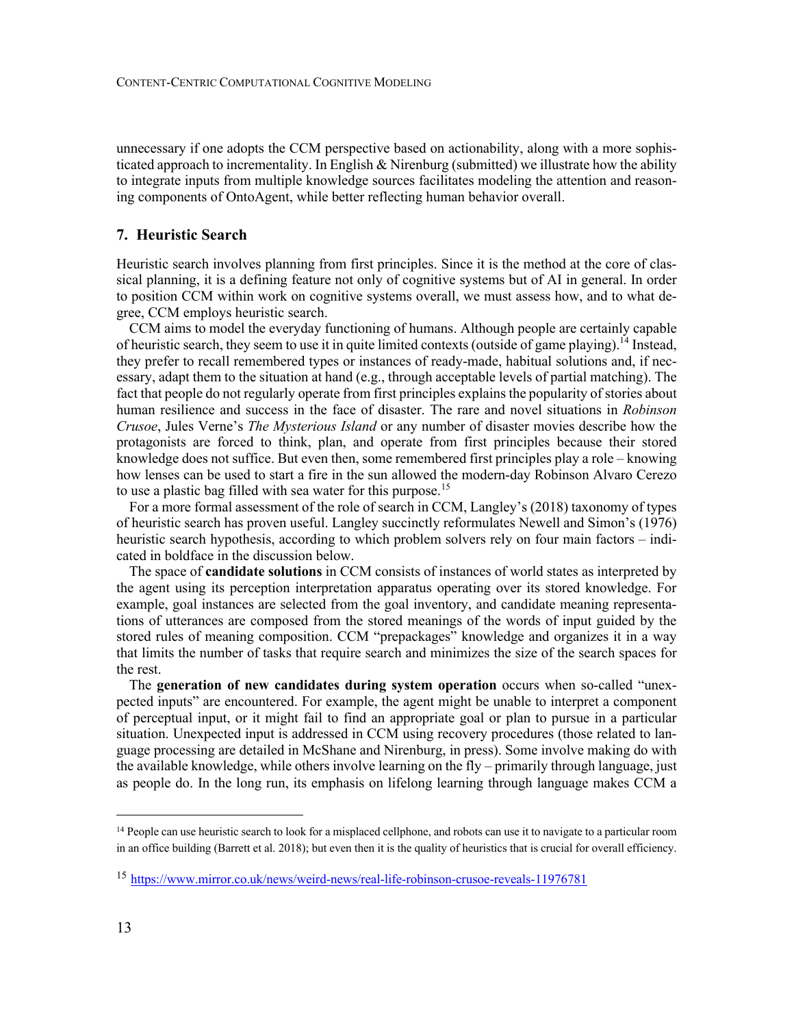unnecessary if one adopts the CCM perspective based on actionability, along with a more sophisticated approach to incrementality. In English & Nirenburg (submitted) we illustrate how the ability to integrate inputs from multiple knowledge sources facilitates modeling the attention and reasoning components of OntoAgent, while better reflecting human behavior overall.

## 7. Heuristic Search

Heuristic search involves planning from first principles. Since it is the method at the core of classical planning, it is a defining feature not only of cognitive systems but of AI in general. In order to position CCM within work on cognitive systems overall, we must assess how, and to what degree, CCM employs heuristic search.

CCM aims to model the everyday functioning of humans. Although people are certainly capable of heuristic search, they seem to use it in quite limited contexts (outside of game playing).[14] Instead, they prefer to recall remembered types or instances of ready-made, habitual solutions and, if necessary, adapt them to the situation at hand (e.g., through acceptable levels of partial matching). The fact that people do not regularly operate from first principles explains the popularity of stories about human resilience and success in the face of disaster. The rare and novel situations in *Robinson Crusoe*, Jules Verne's *The Mysterious Island* or any number of disaster movies describe how the protagonists are forced to think, plan, and operate from first principles because their stored knowledge does not suffice. But even then, some remembered first principles play a role – knowing how lenses can be used to start a fire in the sun allowed the modern-day Robinson Alvaro Cerezo to use a plastic bag filled with sea water for this purpose.[15]

For a more formal assessment of the role of search in CCM, Langley's (2018) taxonomy of types of heuristic search has proven useful. Langley succinctly reformulates Newell and Simon's (1976) heuristic search hypothesis, according to which problem solvers rely on four main factors – indicated in boldface in the discussion below.

The space of **candidate solutions** in CCM consists of instances of world states as interpreted by the agent using its perception interpretation apparatus operating over its stored knowledge. For example, goal instances are selected from the goal inventory, and candidate meaning representations of utterances are composed from the stored meanings of the words of input guided by the stored rules of meaning composition. CCM "prepackages" knowledge and organizes it in a way that limits the number of tasks that require search and minimizes the size of the search spaces for the rest.

The **generation of new candidates during system operation** occurs when so-called "unexpected inputs" are encountered. For example, the agent might be unable to interpret a component of perceptual input, or it might fail to find an appropriate goal or plan to pursue in a particular situation. Unexpected input is addressed in CCM using recovery procedures (those related to language processing are detailed in McShane and Nirenburg, in press). Some involve making do with the available knowledge, while others involve learning on the fly – primarily through language, just as people do. In the long run, its emphasis on lifelong learning through language makes CCM a

---

[14] People can use heuristic search to look for a misplaced cellphone, and robots can use it to navigate to a particular room in an office building (Barrett et al. 2018); but even then it is the quality of heuristics that is crucial for overall efficiency.

[15] https://www.mirror.co.uk/news/weird-news/real-life-robinson-crusoe-reveals-11976781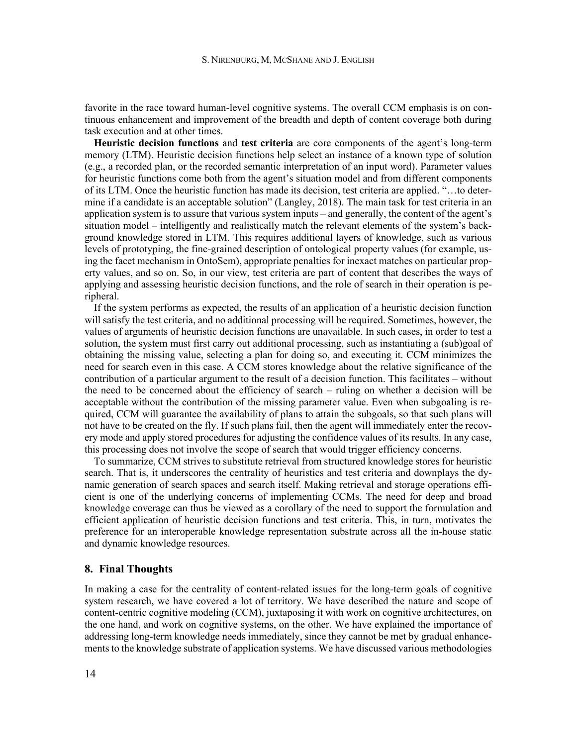favorite in the race toward human-level cognitive systems. The overall CCM emphasis is on continuous enhancement and improvement of the breadth and depth of content coverage both during task execution and at other times.

**Heuristic decision functions** and **test criteria** are core components of the agent's long-term memory (LTM). Heuristic decision functions help select an instance of a known type of solution (e.g., a recorded plan, or the recorded semantic interpretation of an input word). Parameter values for heuristic functions come both from the agent's situation model and from different components of its LTM. Once the heuristic function has made its decision, test criteria are applied. "…to determine if a candidate is an acceptable solution" (Langley, 2018). The main task for test criteria in an application system is to assure that various system inputs – and generally, the content of the agent's situation model – intelligently and realistically match the relevant elements of the system's background knowledge stored in LTM. This requires additional layers of knowledge, such as various levels of prototyping, the fine-grained description of ontological property values (for example, using the facet mechanism in OntoSem), appropriate penalties for inexact matches on particular property values, and so on. So, in our view, test criteria are part of content that describes the ways of applying and assessing heuristic decision functions, and the role of search in their operation is peripheral.

If the system performs as expected, the results of an application of a heuristic decision function will satisfy the test criteria, and no additional processing will be required. Sometimes, however, the values of arguments of heuristic decision functions are unavailable. In such cases, in order to test a solution, the system must first carry out additional processing, such as instantiating a (sub)goal of obtaining the missing value, selecting a plan for doing so, and executing it. CCM minimizes the need for search even in this case. A CCM stores knowledge about the relative significance of the contribution of a particular argument to the result of a decision function. This facilitates – without the need to be concerned about the efficiency of search – ruling on whether a decision will be acceptable without the contribution of the missing parameter value. Even when subgoaling is required, CCM will guarantee the availability of plans to attain the subgoals, so that such plans will not have to be created on the fly. If such plans fail, then the agent will immediately enter the recovery mode and apply stored procedures for adjusting the confidence values of its results. In any case, this processing does not involve the scope of search that would trigger efficiency concerns.

To summarize, CCM strives to substitute retrieval from structured knowledge stores for heuristic search. That is, it underscores the centrality of heuristics and test criteria and downplays the dynamic generation of search spaces and search itself. Making retrieval and storage operations efficient is one of the underlying concerns of implementing CCMs. The need for deep and broad knowledge coverage can thus be viewed as a corollary of the need to support the formulation and efficient application of heuristic decision functions and test criteria. This, in turn, motivates the preference for an interoperable knowledge representation substrate across all the in-house static and dynamic knowledge resources.

## 8. Final Thoughts

In making a case for the centrality of content-related issues for the long-term goals of cognitive system research, we have covered a lot of territory. We have described the nature and scope of content-centric cognitive modeling (CCM), juxtaposing it with work on cognitive architectures, on the one hand, and work on cognitive systems, on the other. We have explained the importance of addressing long-term knowledge needs immediately, since they cannot be met by gradual enhancements to the knowledge substrate of application systems. We have discussed various methodologies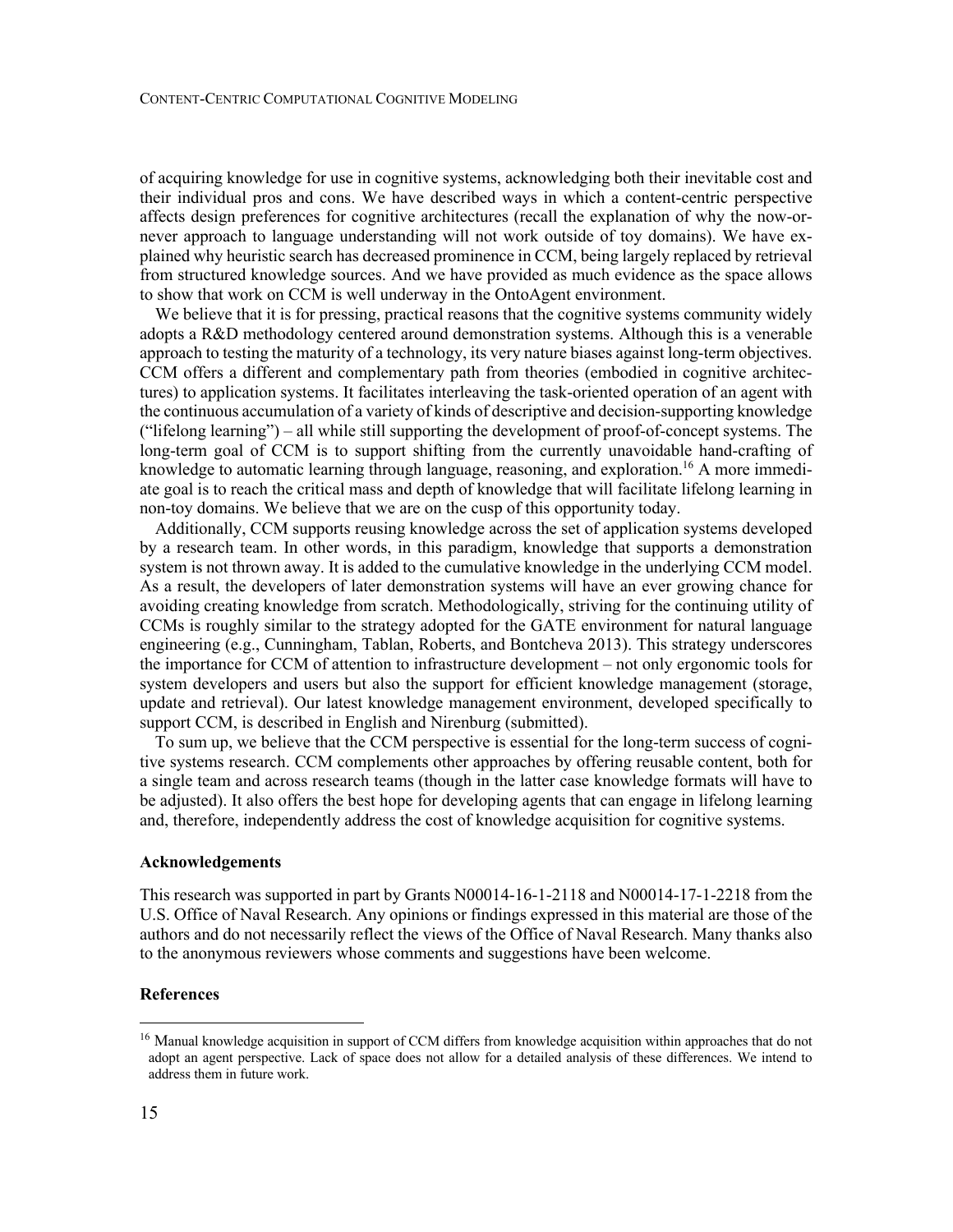of acquiring knowledge for use in cognitive systems, acknowledging both their inevitable cost and their individual pros and cons. We have described ways in which a content-centric perspective affects design preferences for cognitive architectures (recall the explanation of why the now-or-never approach to language understanding will not work outside of toy domains). We have explained why heuristic search has decreased prominence in CCM, being largely replaced by retrieval from structured knowledge sources. And we have provided as much evidence as the space allows to show that work on CCM is well underway in the OntoAgent environment.

We believe that it is for pressing, practical reasons that the cognitive systems community widely adopts a R&D methodology centered around demonstration systems. Although this is a venerable approach to testing the maturity of a technology, its very nature biases against long-term objectives. CCM offers a different and complementary path from theories (embodied in cognitive architectures) to application systems. It facilitates interleaving the task-oriented operation of an agent with the continuous accumulation of a variety of kinds of descriptive and decision-supporting knowledge ("lifelong learning") – all while still supporting the development of proof-of-concept systems. The long-term goal of CCM is to support shifting from the currently unavoidable hand-crafting of knowledge to automatic learning through language, reasoning, and exploration.[16] A more immediate goal is to reach the critical mass and depth of knowledge that will facilitate lifelong learning in non-toy domains. We believe that we are on the cusp of this opportunity today.

Additionally, CCM supports reusing knowledge across the set of application systems developed by a research team. In other words, in this paradigm, knowledge that supports a demonstration system is not thrown away. It is added to the cumulative knowledge in the underlying CCM model. As a result, the developers of later demonstration systems will have an ever growing chance for avoiding creating knowledge from scratch. Methodologically, striving for the continuing utility of CCMs is roughly similar to the strategy adopted for the GATE environment for natural language engineering (e.g., Cunningham, Tablan, Roberts, and Bontcheva 2013). This strategy underscores the importance for CCM of attention to infrastructure development – not only ergonomic tools for system developers and users but also the support for efficient knowledge management (storage, update and retrieval). Our latest knowledge management environment, developed specifically to support CCM, is described in English and Nirenburg (submitted).

To sum up, we believe that the CCM perspective is essential for the long-term success of cognitive systems research. CCM complements other approaches by offering reusable content, both for a single team and across research teams (though in the latter case knowledge formats will have to be adjusted). It also offers the best hope for developing agents that can engage in lifelong learning and, therefore, independently address the cost of knowledge acquisition for cognitive systems.

### Acknowledgements

This research was supported in part by Grants N00014-16-1-2118 and N00014-17-1-2218 from the U.S. Office of Naval Research. Any opinions or findings expressed in this material are those of the authors and do not necessarily reflect the views of the Office of Naval Research. Many thanks also to the anonymous reviewers whose comments and suggestions have been welcome.

### References

[16] Manual knowledge acquisition in support of CCM differs from knowledge acquisition within approaches that do not adopt an agent perspective. Lack of space does not allow for a detailed analysis of these differences. We intend to address them in future work.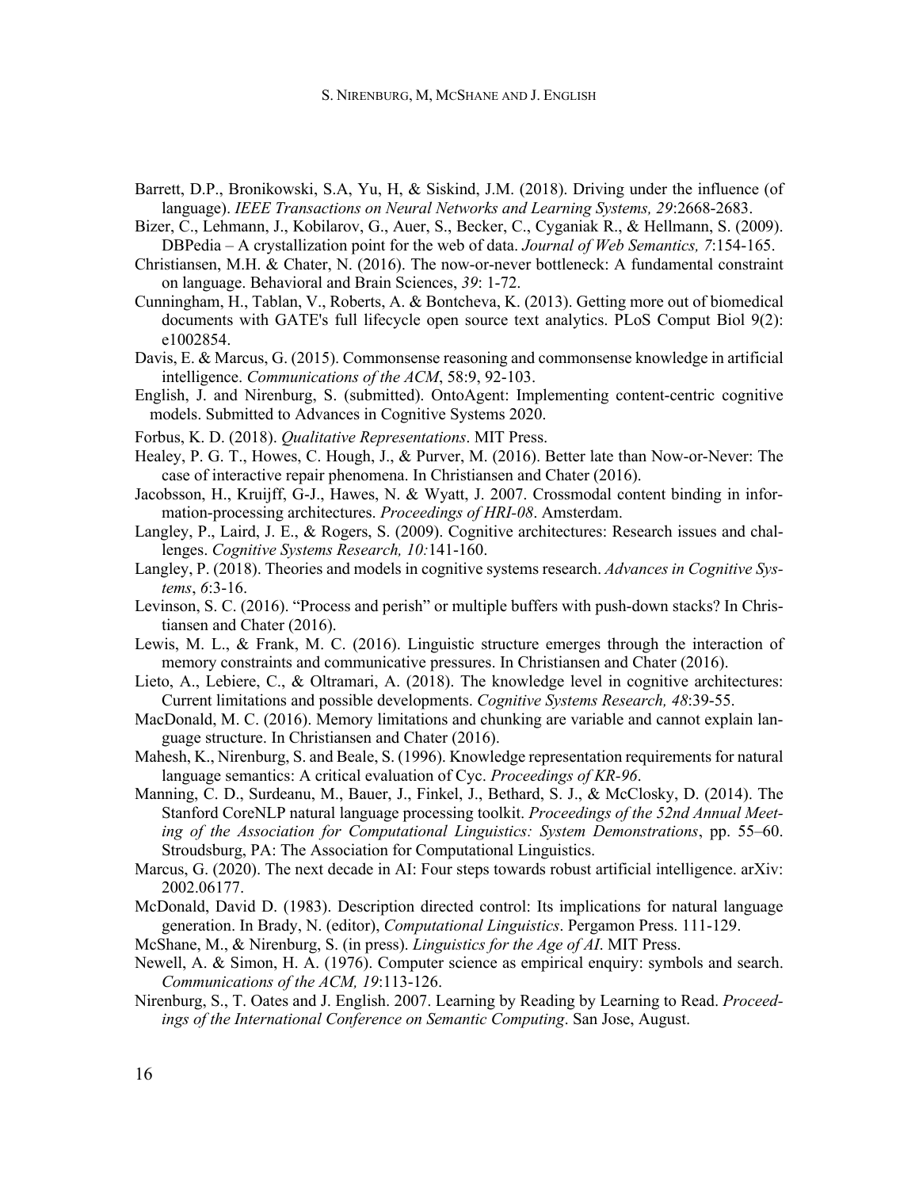Barrett, D.P., Bronikowski, S.A, Yu, H, & Siskind, J.M. (2018). Driving under the influence (of language). *IEEE Transactions on Neural Networks and Learning Systems, 29*:2668-2683.

Bizer, C., Lehmann, J., Kobilarov, G., Auer, S., Becker, C., Cyganiak R., & Hellmann, S. (2009). DBPedia – A crystallization point for the web of data. *Journal of Web Semantics, 7*:154-165.

Christiansen, M.H. & Chater, N. (2016). The now-or-never bottleneck: A fundamental constraint on language. Behavioral and Brain Sciences, *39*: 1-72.

Cunningham, H., Tablan, V., Roberts, A. & Bontcheva, K. (2013). Getting more out of biomedical documents with GATE's full lifecycle open source text analytics. PLoS Comput Biol 9(2): e1002854.

Davis, E. & Marcus, G. (2015). Commonsense reasoning and commonsense knowledge in artificial intelligence. *Communications of the ACM*, 58:9, 92-103.

English, J. and Nirenburg, S. (submitted). OntoAgent: Implementing content-centric cognitive models. Submitted to Advances in Cognitive Systems 2020.

Forbus, K. D. (2018). *Qualitative Representations*. MIT Press.

Healey, P. G. T., Howes, C. Hough, J., & Purver, M. (2016). Better late than Now-or-Never: The case of interactive repair phenomena. In Christiansen and Chater (2016).

Jacobsson, H., Kruijff, G-J., Hawes, N. & Wyatt, J. 2007. Crossmodal content binding in information-processing architectures. *Proceedings of HRI-08*. Amsterdam.

Langley, P., Laird, J. E., & Rogers, S. (2009). Cognitive architectures: Research issues and challenges. *Cognitive Systems Research, 10:*141-160.

Langley, P. (2018). Theories and models in cognitive systems research. *Advances in Cognitive Systems*, *6*:3-16.

Levinson, S. C. (2016). "Process and perish" or multiple buffers with push-down stacks? In Christiansen and Chater (2016).

Lewis, M. L., & Frank, M. C. (2016). Linguistic structure emerges through the interaction of memory constraints and communicative pressures. In Christiansen and Chater (2016).

Lieto, A., Lebiere, C., & Oltramari, A. (2018). The knowledge level in cognitive architectures: Current limitations and possible developments. *Cognitive Systems Research, 48*:39-55.

MacDonald, M. C. (2016). Memory limitations and chunking are variable and cannot explain language structure. In Christiansen and Chater (2016).

Mahesh, K., Nirenburg, S. and Beale, S. (1996). Knowledge representation requirements for natural language semantics: A critical evaluation of Cyc. *Proceedings of KR-96*.

Manning, C. D., Surdeanu, M., Bauer, J., Finkel, J., Bethard, S. J., & McClosky, D. (2014). The Stanford CoreNLP natural language processing toolkit. *Proceedings of the 52nd Annual Meeting of the Association for Computational Linguistics: System Demonstrations*, pp. 55–60. Stroudsburg, PA: The Association for Computational Linguistics.

Marcus, G. (2020). The next decade in AI: Four steps towards robust artificial intelligence. arXiv: 2002.06177.

McDonald, David D. (1983). Description directed control: Its implications for natural language generation. In Brady, N. (editor), *Computational Linguistics*. Pergamon Press. 111-129.

McShane, M., & Nirenburg, S. (in press). *Linguistics for the Age of AI*. MIT Press.

Newell, A. & Simon, H. A. (1976). Computer science as empirical enquiry: symbols and search. *Communications of the ACM, 19*:113-126.

Nirenburg, S., T. Oates and J. English. 2007. Learning by Reading by Learning to Read. *Proceedings of the International Conference on Semantic Computing*. San Jose, August.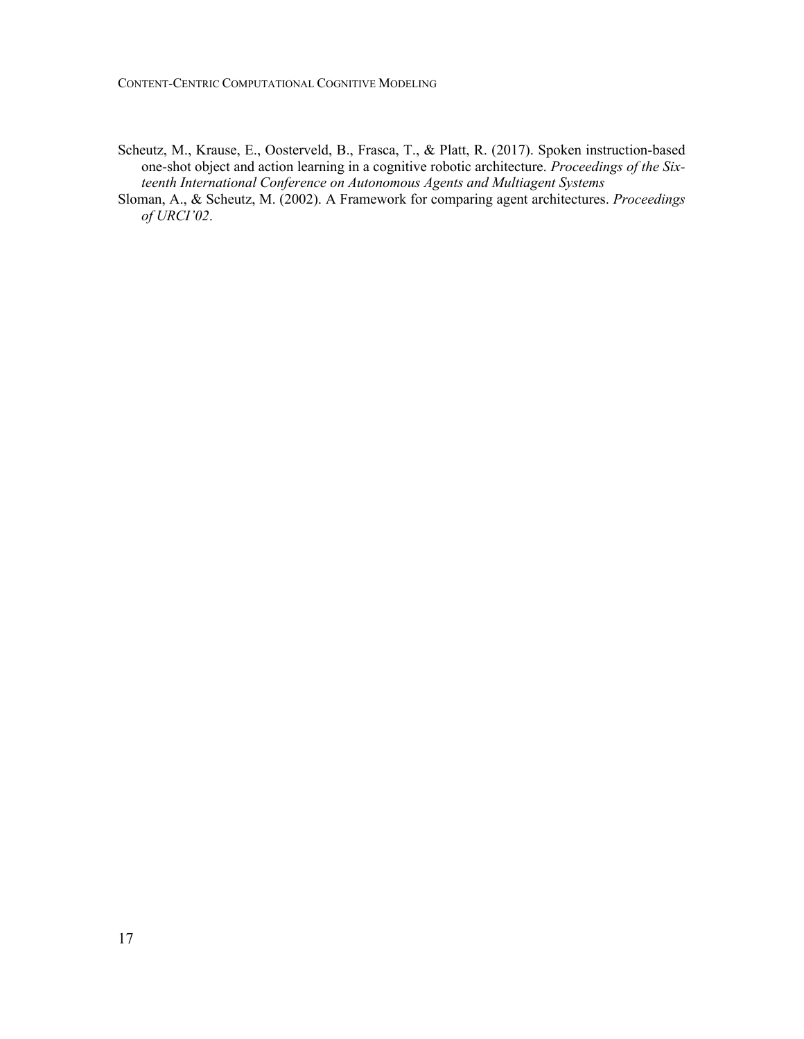Scheutz, M., Krause, E., Oosterveld, B., Frasca, T., & Platt, R. (2017). Spoken instruction-based one-shot object and action learning in a cognitive robotic architecture. *Proceedings of the Sixteenth International Conference on Autonomous Agents and Multiagent Systems*

Sloman, A., & Scheutz, M. (2002). A Framework for comparing agent architectures. *Proceedings of URCI'02*.